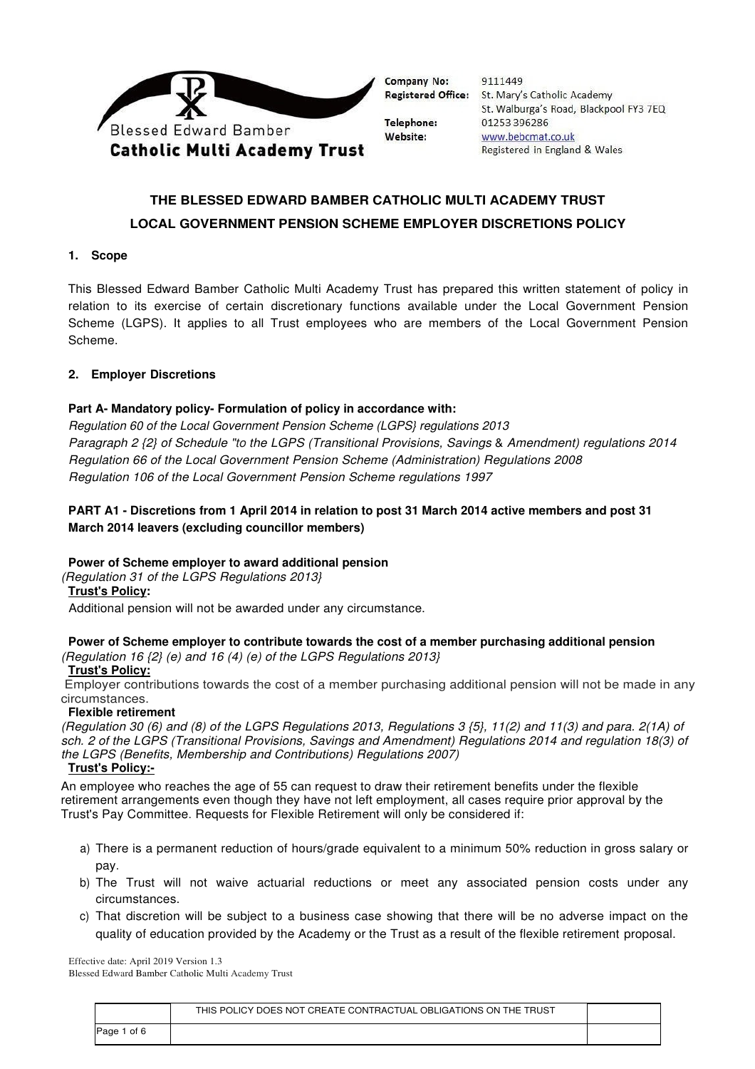Blessed Edward Bamber Catholic Multi Academy Trust

**Company No:** 9111449
**Registered Office:** St. Mary's Catholic Academy, St. Walburga's Road, Blackpool FY3 7EQ
**Telephone:** 01253 396286
**Website:** www.bebcmat.co.uk
Registered in England & Wales

# THE BLESSED EDWARD BAMBER CATHOLIC MULTI ACADEMY TRUST

# LOCAL GOVERNMENT PENSION SCHEME EMPLOYER DISCRETIONS POLICY

## 1. Scope

This Blessed Edward Bamber Catholic Multi Academy Trust has prepared this written statement of policy in relation to its exercise of certain discretionary functions available under the Local Government Pension Scheme (LGPS). It applies to all Trust employees who are members of the Local Government Pension Scheme.

## 2. Employer Discretions

### Part A- Mandatory policy- Formulation of policy in accordance with:

*Regulation 60 of the Local Government Pension Scheme (LGPS} regulations 2013*
*Paragraph 2 {2} of Schedule "to the LGPS (Transitional Provisions, Savings & Amendment) regulations 2014*
*Regulation 66 of the Local Government Pension Scheme (Administration) Regulations 2008*
*Regulation 106 of the Local Government Pension Scheme regulations 1997*

### PART A1 - Discretions from 1 April 2014 in relation to post 31 March 2014 active members and post 31 March 2014 leavers (excluding councillor members)

**Power of Scheme employer to award additional pension**
*(Regulation 31 of the LGPS Regulations 2013}*
**Trust's Policy:**
Additional pension will not be awarded under any circumstance.

**Power of Scheme employer to contribute towards the cost of a member purchasing additional pension**
*(Regulation 16 {2} (e) and 16 (4) (e) of the LGPS Regulations 2013}*
**Trust's Policy:**
Employer contributions towards the cost of a member purchasing additional pension will not be made in any circumstances.

**Flexible retirement**
*(Regulation 30 (6) and (8) of the LGPS Regulations 2013, Regulations 3 {5}, 11(2) and 11(3) and para. 2(1A) of sch. 2 of the LGPS (Transitional Provisions, Savings and Amendment) Regulations 2014 and regulation 18(3) of the LGPS (Benefits, Membership and Contributions) Regulations 2007)*
**Trust's Policy:-**

An employee who reaches the age of 55 can request to draw their retirement benefits under the flexible retirement arrangements even though they have not left employment, all cases require prior approval by the Trust's Pay Committee. Requests for Flexible Retirement will only be considered if:

a) There is a permanent reduction of hours/grade equivalent to a minimum 50% reduction in gross salary or pay.
b) The Trust will not waive actuarial reductions or meet any associated pension costs under any circumstances.
c) That discretion will be subject to a business case showing that there will be no adverse impact on the quality of education provided by the Academy or the Trust as a result of the flexible retirement proposal.

Effective date: April 2019 Version 1.3
Blessed Edward Bamber Catholic Multi Academy Trust

THIS POLICY DOES NOT CREATE CONTRACTUAL OBLIGATIONS ON THE TRUST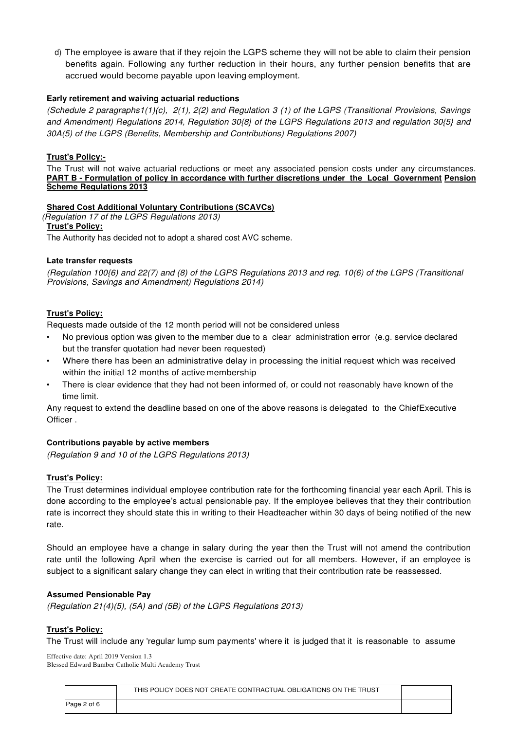d) The employee is aware that if they rejoin the LGPS scheme they will not be able to claim their pension benefits again. Following any further reduction in their hours, any further pension benefits that are accrued would become payable upon leaving employment.

**Early retirement and waiving actuarial reductions**

*(Schedule 2 paragraphs1(1)(c), 2(1), 2(2) and Regulation 3 (1) of the LGPS (Transitional Provisions, Savings and Amendment) Regulations 2014, Regulation 30{8} of the LGPS Regulations 2013 and regulation 30{5} and 30A(5) of the LGPS (Benefits, Membership and Contributions) Regulations 2007)*

**Trust's Policy:-**

The Trust will not waive actuarial reductions or meet any associated pension costs under any circumstances.

**PART B - Formulation of policy in accordance with further discretions under the Local Government Pension Scheme Regulations 2013**

**Shared Cost Additional Voluntary Contributions (SCAVCs)**

*(Regulation 17 of the LGPS Regulations 2013)*

**Trust's Policy:**

The Authority has decided not to adopt a shared cost AVC scheme.

**Late transfer requests**

*(Regulation 100{6} and 22(7) and (8) of the LGPS Regulations 2013 and reg. 10(6) of the LGPS (Transitional Provisions, Savings and Amendment) Regulations 2014)*

**Trust's Policy:**

Requests made outside of the 12 month period will not be considered unless

- No previous option was given to the member due to a clear administration error (e.g. service declared but the transfer quotation had never been requested)
- Where there has been an administrative delay in processing the initial request which was received within the initial 12 months of active membership
- There is clear evidence that they had not been informed of, or could not reasonably have known of the time limit.

Any request to extend the deadline based on one of the above reasons is delegated to the ChiefExecutive Officer .

**Contributions payable by active members**

*(Regulation 9 and 10 of the LGPS Regulations 2013)*

**Trust's Policy:**

The Trust determines individual employee contribution rate for the forthcoming financial year each April. This is done according to the employee's actual pensionable pay. If the employee believes that they their contribution rate is incorrect they should state this in writing to their Headteacher within 30 days of being notified of the new rate.

Should an employee have a change in salary during the year then the Trust will not amend the contribution rate until the following April when the exercise is carried out for all members. However, if an employee is subject to a significant salary change they can elect in writing that their contribution rate be reassessed.

**Assumed Pensionable Pay**

*(Regulation 21(4)(5), (5A) and (5B) of the LGPS Regulations 2013)*

**Trust's Policy:**

The Trust will include any 'regular lump sum payments' where it is judged that it is reasonable to assume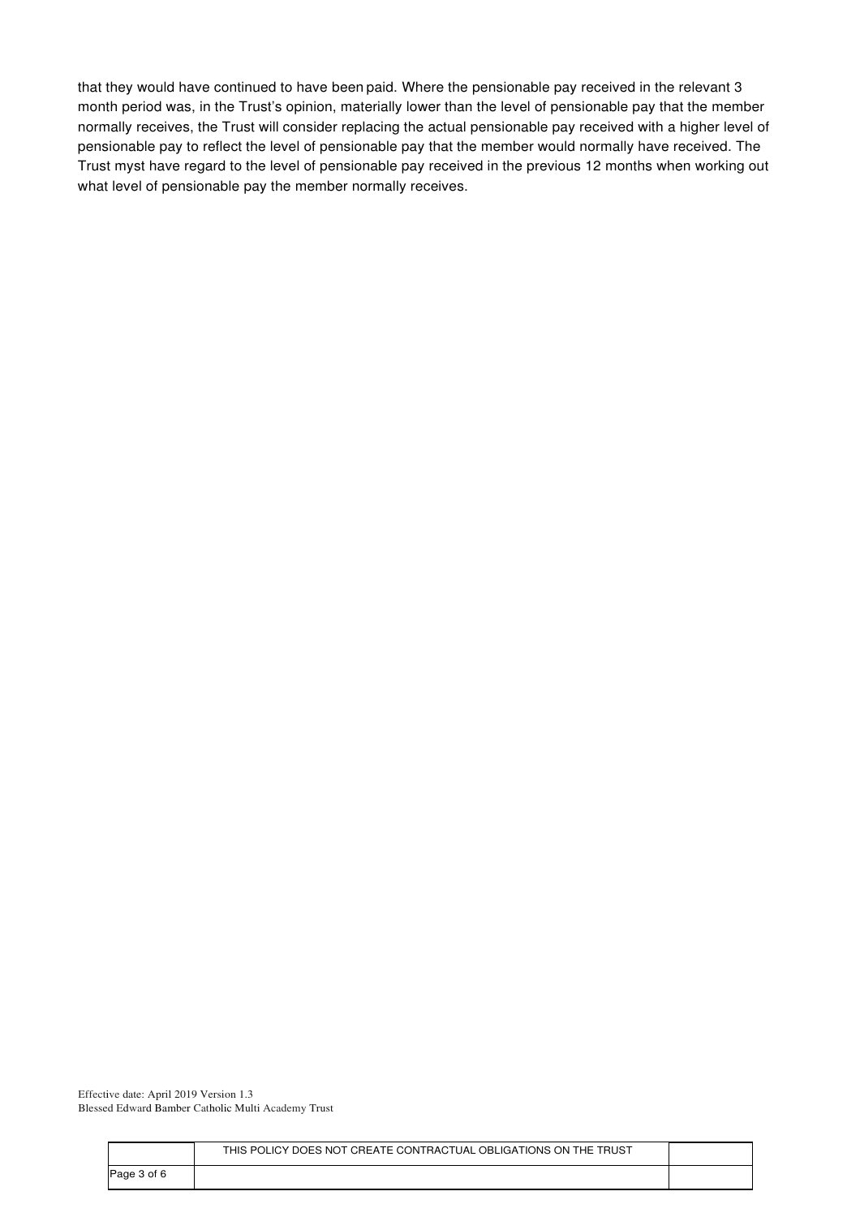that they would have continued to have been paid. Where the pensionable pay received in the relevant 3 month period was, in the Trust's opinion, materially lower than the level of pensionable pay that the member normally receives, the Trust will consider replacing the actual pensionable pay received with a higher level of pensionable pay to reflect the level of pensionable pay that the member would normally have received. The Trust myst have regard to the level of pensionable pay received in the previous 12 months when working out what level of pensionable pay the member normally receives.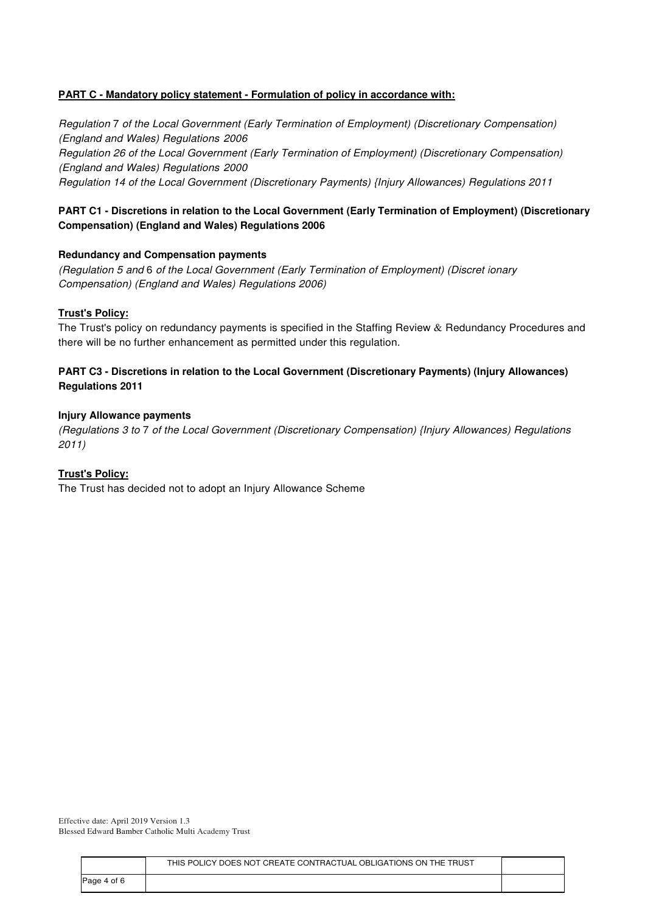**PART C - Mandatory policy statement - Formulation of policy in accordance with:**

*Regulation 7 of the Local Government (Early Termination of Employment) (Discretionary Compensation) (England and Wales) Regulations 2006*
*Regulation 26 of the Local Government (Early Termination of Employment) (Discretionary Compensation) (England and Wales) Regulations 2000*
*Regulation 14 of the Local Government (Discretionary Payments) {Injury Allowances) Regulations 2011*

**PART C1 - Discretions in relation to the Local Government (Early Termination of Employment) (Discretionary Compensation) (England and Wales) Regulations 2006**

**Redundancy and Compensation payments**

*(Regulation 5 and 6 of the Local Government (Early Termination of Employment) (Discret ionary Compensation) (England and Wales) Regulations 2006)*

**Trust's Policy:**

The Trust's policy on redundancy payments is specified in the Staffing Review & Redundancy Procedures and there will be no further enhancement as permitted under this regulation.

**PART C3 - Discretions in relation to the Local Government (Discretionary Payments) (Injury Allowances) Regulations 2011**

**Injury Allowance payments**

*(Regulations 3 to 7 of the Local Government (Discretionary Compensation) {Injury Allowances) Regulations 2011)*

**Trust's Policy:**

The Trust has decided not to adopt an Injury Allowance Scheme

Effective date: April 2019 Version 1.3
Blessed Edward Bamber Catholic Multi Academy Trust

THIS POLICY DOES NOT CREATE CONTRACTUAL OBLIGATIONS ON THE TRUST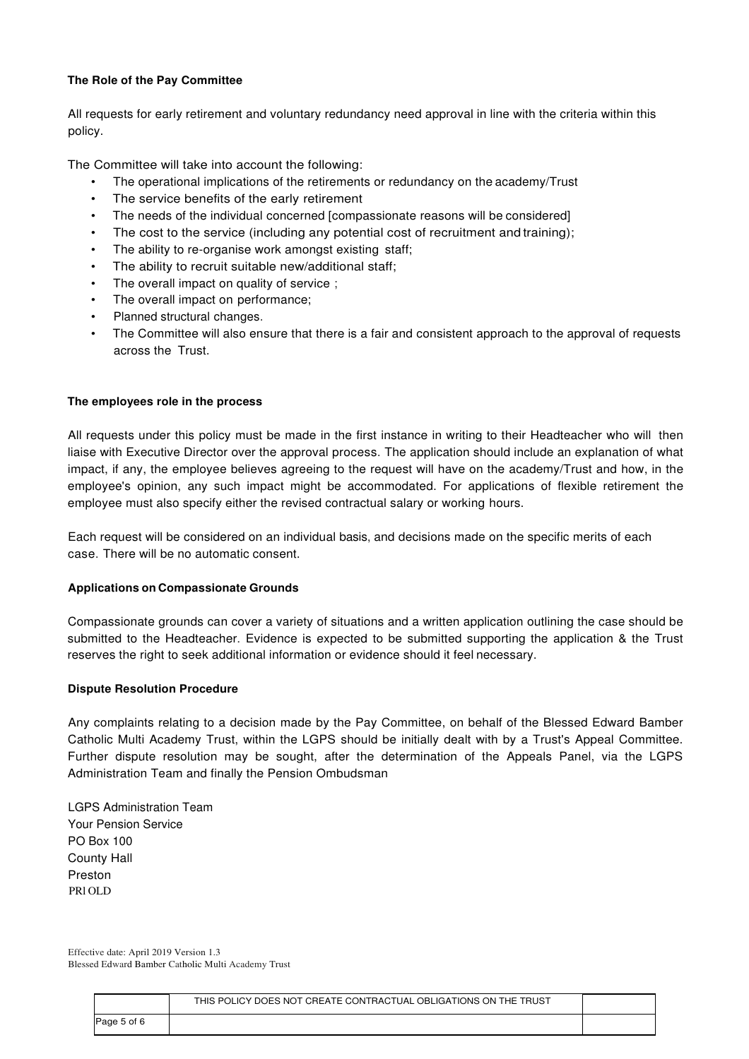**The Role of the Pay Committee**

All requests for early retirement and voluntary redundancy need approval in line with the criteria within this policy.

The Committee will take into account the following:

- The operational implications of the retirements or redundancy on the academy/Trust
- The service benefits of the early retirement
- The needs of the individual concerned [compassionate reasons will be considered]
- The cost to the service (including any potential cost of recruitment and training);
- The ability to re-organise work amongst existing staff;
- The ability to recruit suitable new/additional staff;
- The overall impact on quality of service ;
- The overall impact on performance;
- Planned structural changes.
- The Committee will also ensure that there is a fair and consistent approach to the approval of requests across the Trust.

**The employees role in the process**

All requests under this policy must be made in the first instance in writing to their Headteacher who will then liaise with Executive Director over the approval process. The application should include an explanation of what impact, if any, the employee believes agreeing to the request will have on the academy/Trust and how, in the employee's opinion, any such impact might be accommodated. For applications of flexible retirement the employee must also specify either the revised contractual salary or working hours.

Each request will be considered on an individual basis, and decisions made on the specific merits of each case. There will be no automatic consent.

**Applications on Compassionate Grounds**

Compassionate grounds can cover a variety of situations and a written application outlining the case should be submitted to the Headteacher. Evidence is expected to be submitted supporting the application & the Trust reserves the right to seek additional information or evidence should it feel necessary.

**Dispute Resolution Procedure**

Any complaints relating to a decision made by the Pay Committee, on behalf of the Blessed Edward Bamber Catholic Multi Academy Trust, within the LGPS should be initially dealt with by a Trust's Appeal Committee. Further dispute resolution may be sought, after the determination of the Appeals Panel, via the LGPS Administration Team and finally the Pension Ombudsman

LGPS Administration Team
Your Pension Service
PO Box 100
County Hall
Preston
PRl OLD

Effective date: April 2019 Version 1.3
Blessed Edward Bamber Catholic Multi Academy Trust

THIS POLICY DOES NOT CREATE CONTRACTUAL OBLIGATIONS ON THE TRUST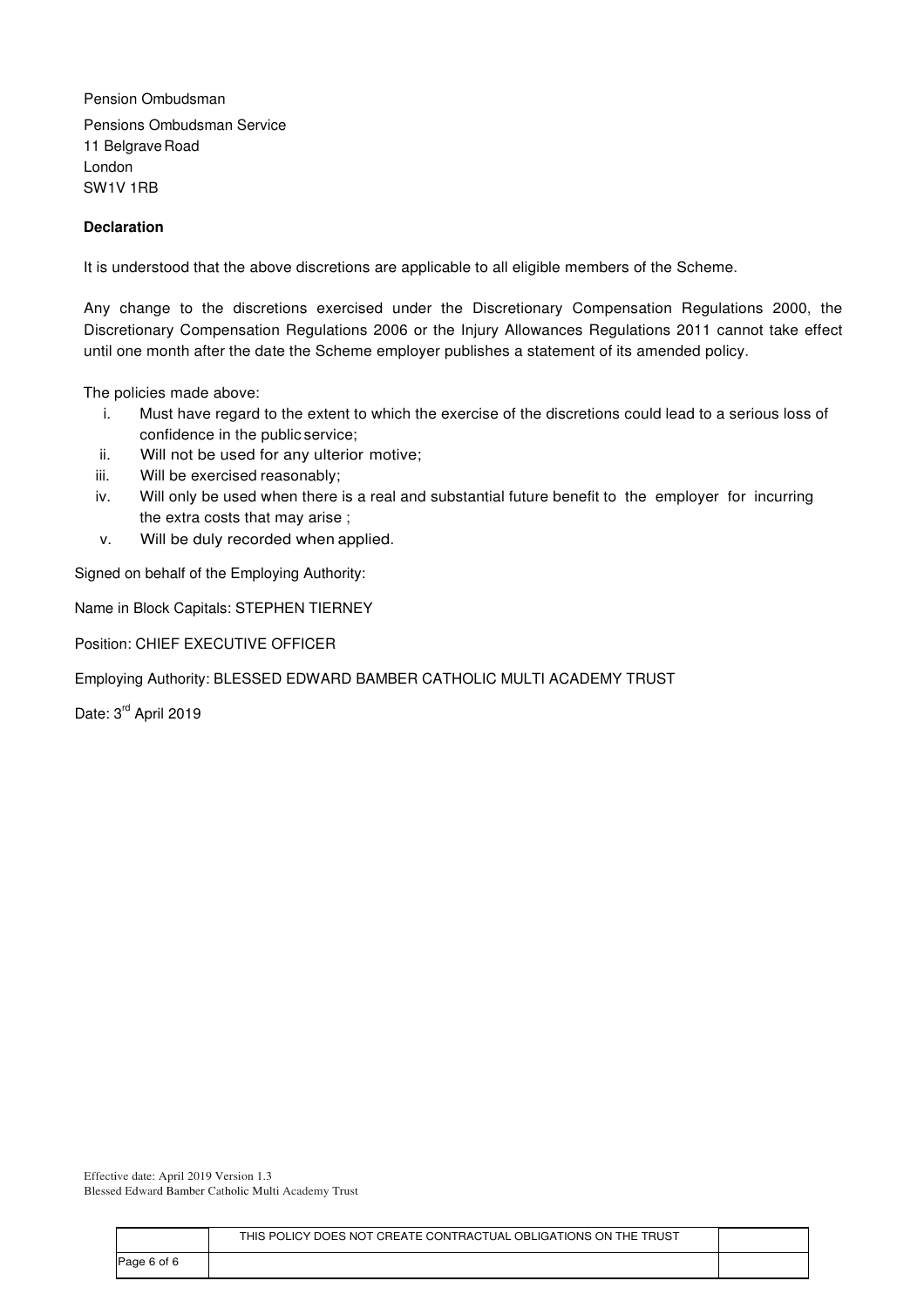Pension Ombudsman

Pensions Ombudsman Service
11 Belgrave Road
London
SW1V 1RB

**Declaration**

It is understood that the above discretions are applicable to all eligible members of the Scheme.

Any change to the discretions exercised under the Discretionary Compensation Regulations 2000, the Discretionary Compensation Regulations 2006 or the Injury Allowances Regulations 2011 cannot take effect until one month after the date the Scheme employer publishes a statement of its amended policy.

The policies made above:

- i. Must have regard to the extent to which the exercise of the discretions could lead to a serious loss of confidence in the public service;
- ii. Will not be used for any ulterior motive;
- iii. Will be exercised reasonably;
- iv. Will only be used when there is a real and substantial future benefit to the employer for incurring the extra costs that may arise ;
- v. Will be duly recorded when applied.

Signed on behalf of the Employing Authority:

Name in Block Capitals: STEPHEN TIERNEY

Position: CHIEF EXECUTIVE OFFICER

Employing Authority: BLESSED EDWARD BAMBER CATHOLIC MULTI ACADEMY TRUST

Date: 3rd April 2019

Effective date: April 2019 Version 1.3
Blessed Edward Bamber Catholic Multi Academy Trust

| | | |
|---|---|---|
| | THIS POLICY DOES NOT CREATE CONTRACTUAL OBLIGATIONS ON THE TRUST | |